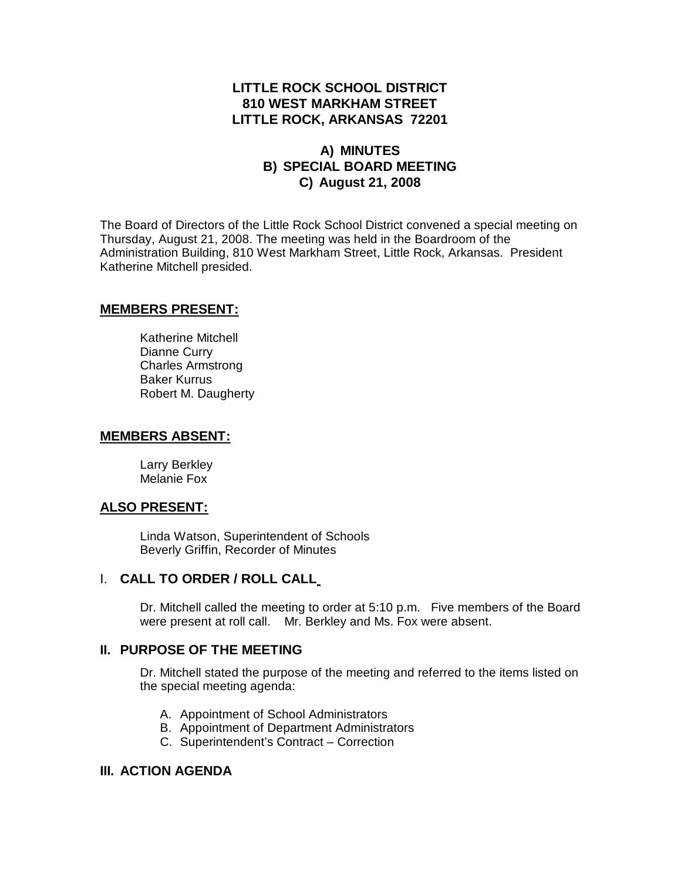**LITTLE ROCK SCHOOL DISTRICT**
**810 WEST MARKHAM STREET**
**LITTLE ROCK, ARKANSAS 72201**

**A) MINUTES**
**B) SPECIAL BOARD MEETING**
**C) August 21, 2008**

The Board of Directors of the Little Rock School District convened a special meeting on Thursday, August 21, 2008. The meeting was held in the Boardroom of the Administration Building, 810 West Markham Street, Little Rock, Arkansas. President Katherine Mitchell presided.

## MEMBERS PRESENT:

Katherine Mitchell
Dianne Curry
Charles Armstrong
Baker Kurrus
Robert M. Daugherty

## MEMBERS ABSENT:

Larry Berkley
Melanie Fox

## ALSO PRESENT:

Linda Watson, Superintendent of Schools
Beverly Griffin, Recorder of Minutes

## I. CALL TO ORDER / ROLL CALL

Dr. Mitchell called the meeting to order at 5:10 p.m. Five members of the Board were present at roll call. Mr. Berkley and Ms. Fox were absent.

## II. PURPOSE OF THE MEETING

Dr. Mitchell stated the purpose of the meeting and referred to the items listed on the special meeting agenda:

A. Appointment of School Administrators
B. Appointment of Department Administrators
C. Superintendent's Contract – Correction

## III. ACTION AGENDA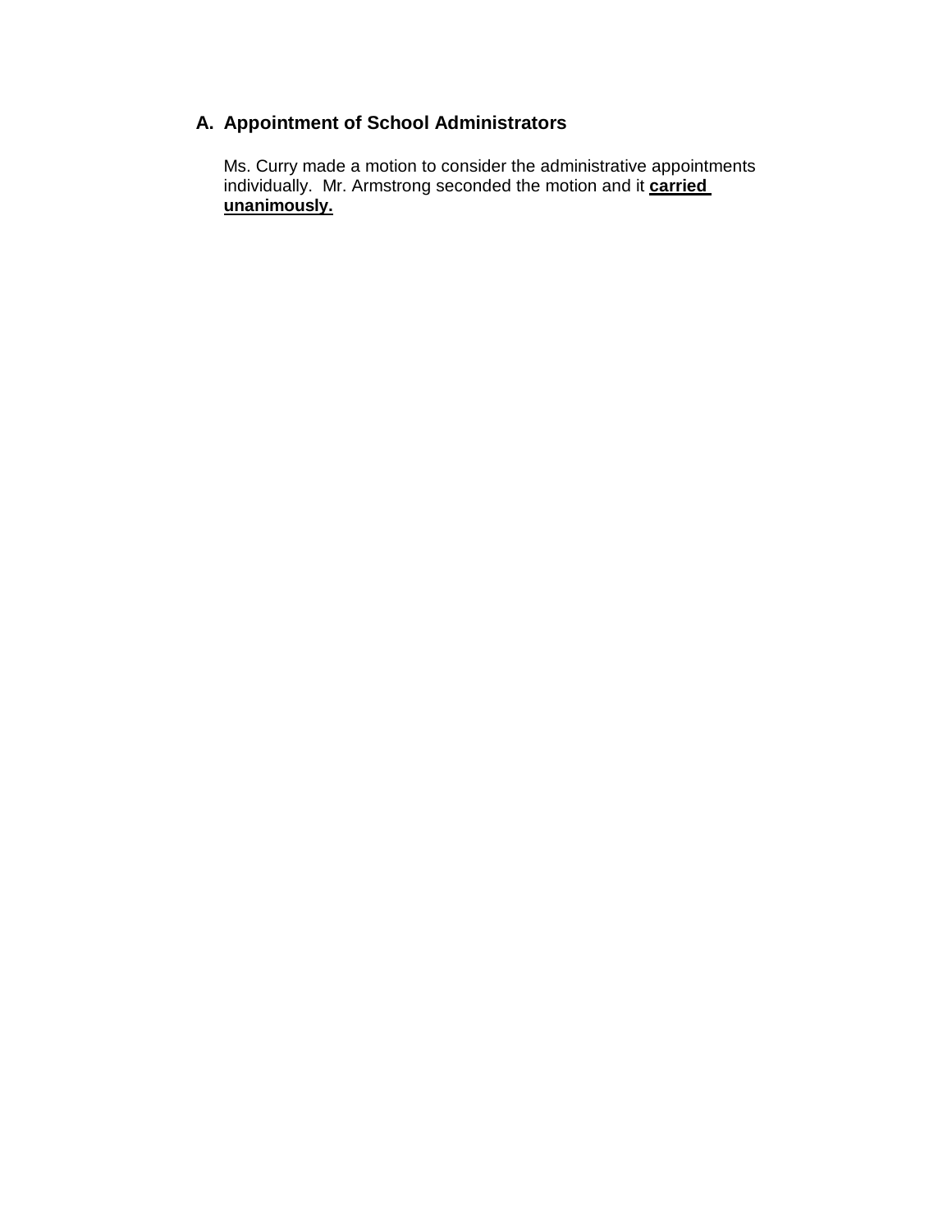## A. Appointment of School Administrators

Ms. Curry made a motion to consider the administrative appointments individually. Mr. Armstrong seconded the motion and it **carried unanimously.**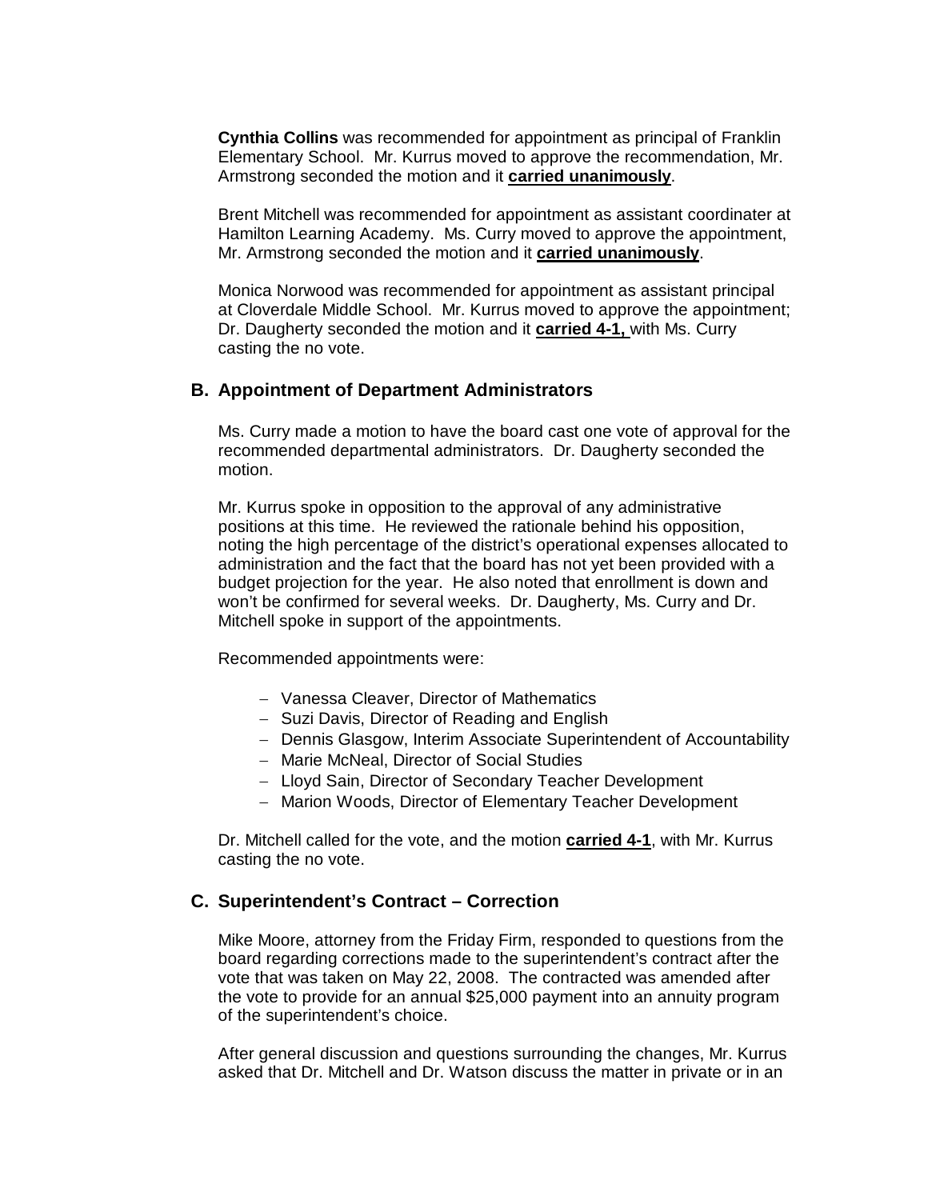**Cynthia Collins** was recommended for appointment as principal of Franklin Elementary School. Mr. Kurrus moved to approve the recommendation, Mr. Armstrong seconded the motion and it **carried unanimously**.

Brent Mitchell was recommended for appointment as assistant coordinater at Hamilton Learning Academy. Ms. Curry moved to approve the appointment, Mr. Armstrong seconded the motion and it **carried unanimously**.

Monica Norwood was recommended for appointment as assistant principal at Cloverdale Middle School. Mr. Kurrus moved to approve the appointment; Dr. Daugherty seconded the motion and it **carried 4-1,** with Ms. Curry casting the no vote.

## B. Appointment of Department Administrators

Ms. Curry made a motion to have the board cast one vote of approval for the recommended departmental administrators. Dr. Daugherty seconded the motion.

Mr. Kurrus spoke in opposition to the approval of any administrative positions at this time. He reviewed the rationale behind his opposition, noting the high percentage of the district's operational expenses allocated to administration and the fact that the board has not yet been provided with a budget projection for the year. He also noted that enrollment is down and won't be confirmed for several weeks. Dr. Daugherty, Ms. Curry and Dr. Mitchell spoke in support of the appointments.

Recommended appointments were:

- Vanessa Cleaver, Director of Mathematics
- Suzi Davis, Director of Reading and English
- Dennis Glasgow, Interim Associate Superintendent of Accountability
- Marie McNeal, Director of Social Studies
- Lloyd Sain, Director of Secondary Teacher Development
- Marion Woods, Director of Elementary Teacher Development

Dr. Mitchell called for the vote, and the motion **carried 4-1**, with Mr. Kurrus casting the no vote.

## C. Superintendent's Contract – Correction

Mike Moore, attorney from the Friday Firm, responded to questions from the board regarding corrections made to the superintendent's contract after the vote that was taken on May 22, 2008. The contracted was amended after the vote to provide for an annual $25,000 payment into an annuity program of the superintendent's choice.

After general discussion and questions surrounding the changes, Mr. Kurrus asked that Dr. Mitchell and Dr. Watson discuss the matter in private or in an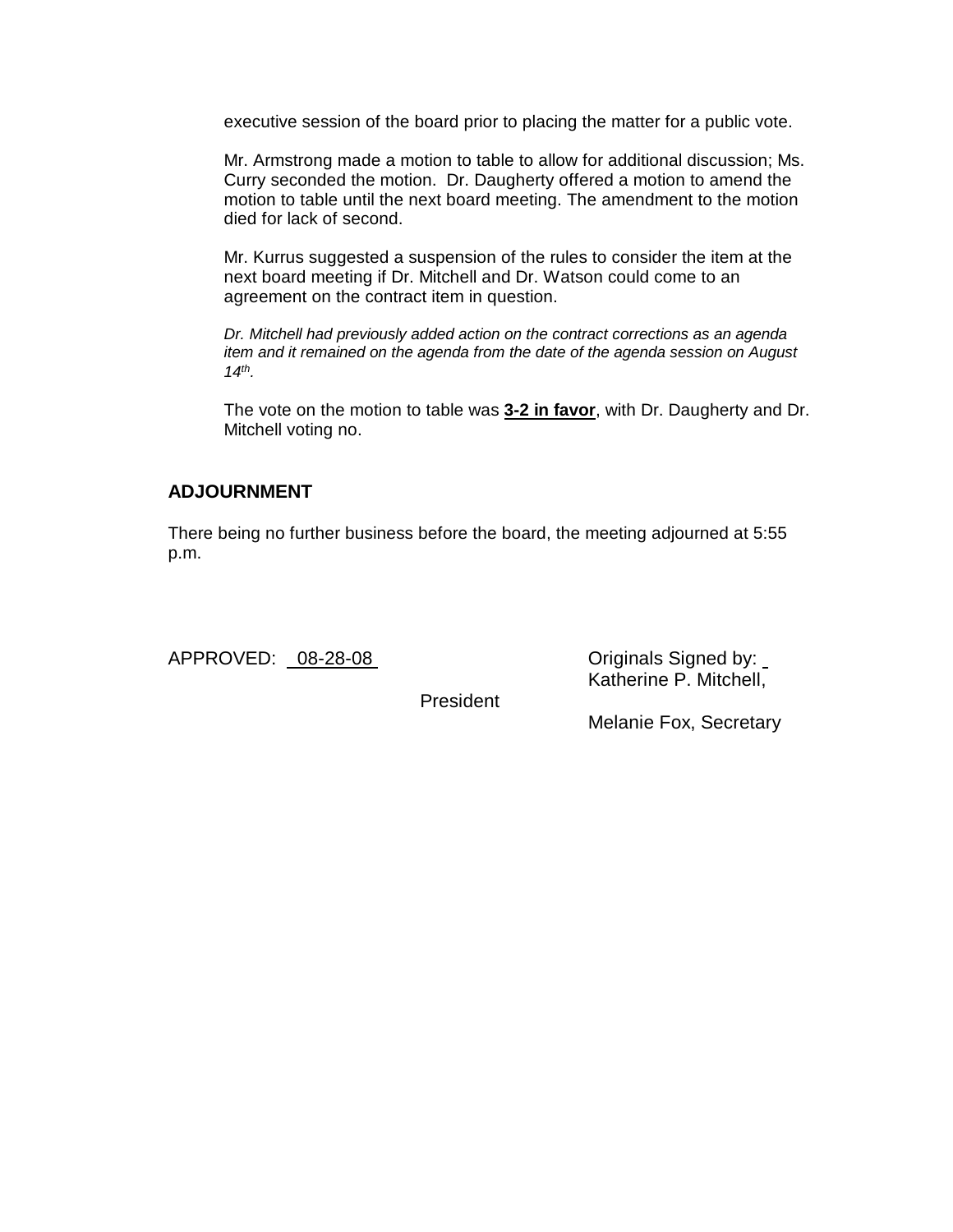executive session of the board prior to placing the matter for a public vote.

Mr. Armstrong made a motion to table to allow for additional discussion; Ms. Curry seconded the motion. Dr. Daugherty offered a motion to amend the motion to table until the next board meeting. The amendment to the motion died for lack of second.

Mr. Kurrus suggested a suspension of the rules to consider the item at the next board meeting if Dr. Mitchell and Dr. Watson could come to an agreement on the contract item in question.

*Dr. Mitchell had previously added action on the contract corrections as an agenda item and it remained on the agenda from the date of the agenda session on August 14th.*

The vote on the motion to table was **3-2 in favor**, with Dr. Daugherty and Dr. Mitchell voting no.

## ADJOURNMENT

There being no further business before the board, the meeting adjourned at 5:55 p.m.

APPROVED: 08-28-08

Originals Signed by:
Katherine P. Mitchell, President

Melanie Fox, Secretary